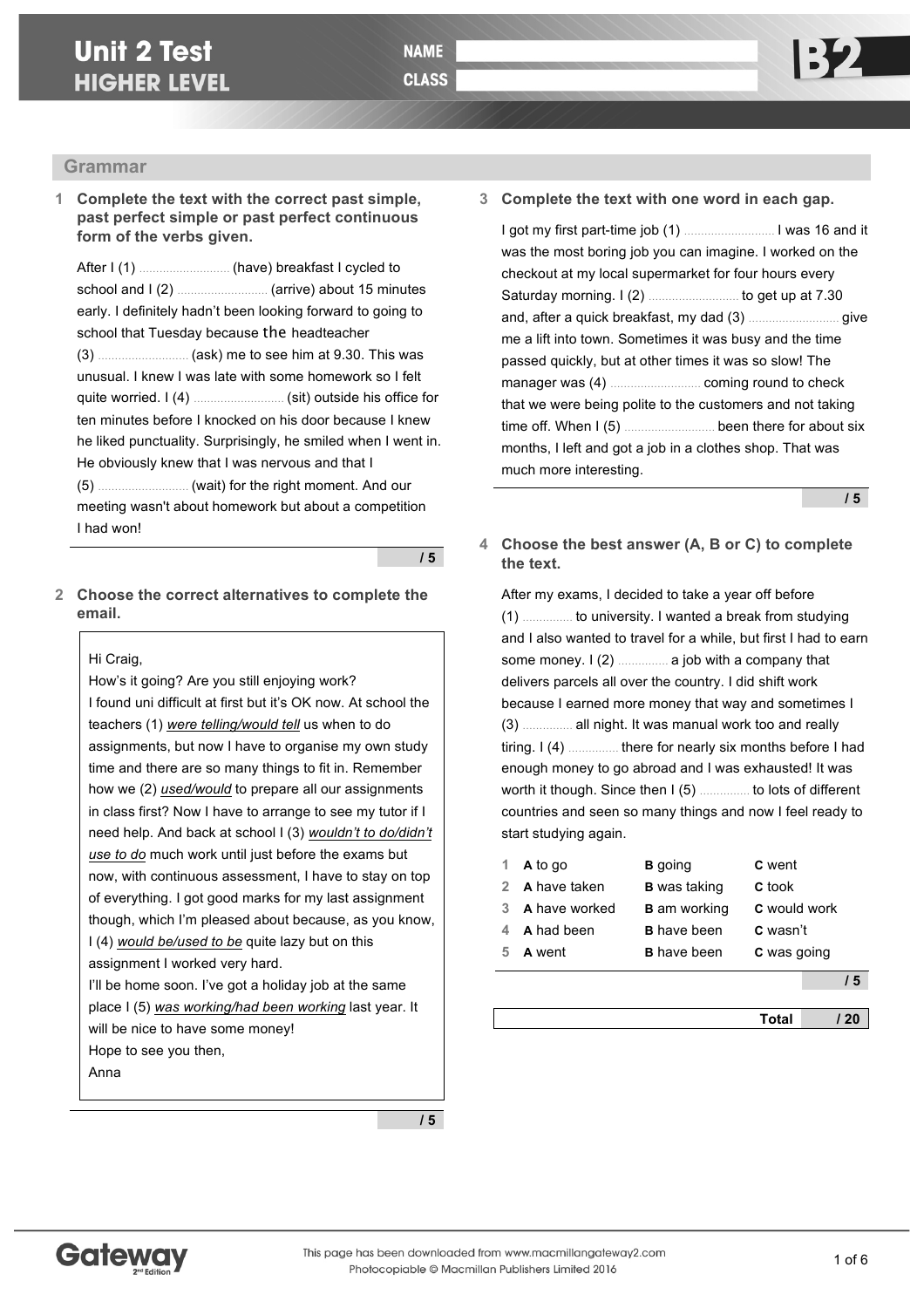# Unit 2 Test
## HIGHER LEVEL

NAME

CLASS

B2

## Grammar

**1 Complete the text with the correct past simple, past perfect simple or past perfect continuous form of the verbs given.**

After I (1) .......................... (have) breakfast I cycled to school and I (2) .......................... (arrive) about 15 minutes early. I definitely hadn't been looking forward to going to school that Tuesday because the headteacher (3) .......................... (ask) me to see him at 9.30. This was unusual. I knew I was late with some homework so I felt quite worried. I (4) .......................... (sit) outside his office for ten minutes before I knocked on his door because I knew he liked punctuality. Surprisingly, he smiled when I went in. He obviously knew that I was nervous and that I (5) .......................... (wait) for the right moment. And our meeting wasn't about homework but about a competition I had won!

/ 5

**2 Choose the correct alternatives to complete the email.**

Hi Craig,

How's it going? Are you still enjoying work?

I found uni difficult at first but it's OK now. At school the teachers (1) *were telling/would tell* us when to do assignments, but now I have to organise my own study time and there are so many things to fit in. Remember how we (2) *used/would* to prepare all our assignments in class first? Now I have to arrange to see my tutor if I need help. And back at school I (3) *wouldn't to do/didn't use to do* much work until just before the exams but now, with continuous assessment, I have to stay on top of everything. I got good marks for my last assignment though, which I'm pleased about because, as you know, I (4) *would be/used to be* quite lazy but on this assignment I worked very hard.

I'll be home soon. I've got a holiday job at the same place I (5) *was working/had been working* last year. It will be nice to have some money!

Hope to see you then,

Anna

/ 5

**3 Complete the text with one word in each gap.**

I got my first part-time job (1) .......................... I was 16 and it was the most boring job you can imagine. I worked on the checkout at my local supermarket for four hours every Saturday morning. I (2) .......................... to get up at 7.30 and, after a quick breakfast, my dad (3) .......................... give me a lift into town. Sometimes it was busy and the time passed quickly, but at other times it was so slow! The manager was (4) .......................... coming round to check that we were being polite to the customers and not taking time off. When I (5) .......................... been there for about six months, I left and got a job in a clothes shop. That was much more interesting.

/ 5

**4 Choose the best answer (A, B or C) to complete the text.**

After my exams, I decided to take a year off before (1) .............. to university. I wanted a break from studying and I also wanted to travel for a while, but first I had to earn some money. I (2) .............. a job with a company that delivers parcels all over the country. I did shift work because I earned more money that way and sometimes I (3) .............. all night. It was manual work too and really tiring. I (4) .............. there for nearly six months before I had enough money to go abroad and I was exhausted! It was worth it though. Since then I (5) .............. to lots of different countries and seen so many things and now I feel ready to start studying again.

| | | | |
|---|---|---|---|
| 1 | **A** to go | **B** going | **C** went |
| 2 | **A** have taken | **B** was taking | **C** took |
| 3 | **A** have worked | **B** am working | **C** would work |
| 4 | **A** had been | **B** have been | **C** wasn't |
| 5 | **A** went | **B** have been | **C** was going |

/ 5

**Total / 20**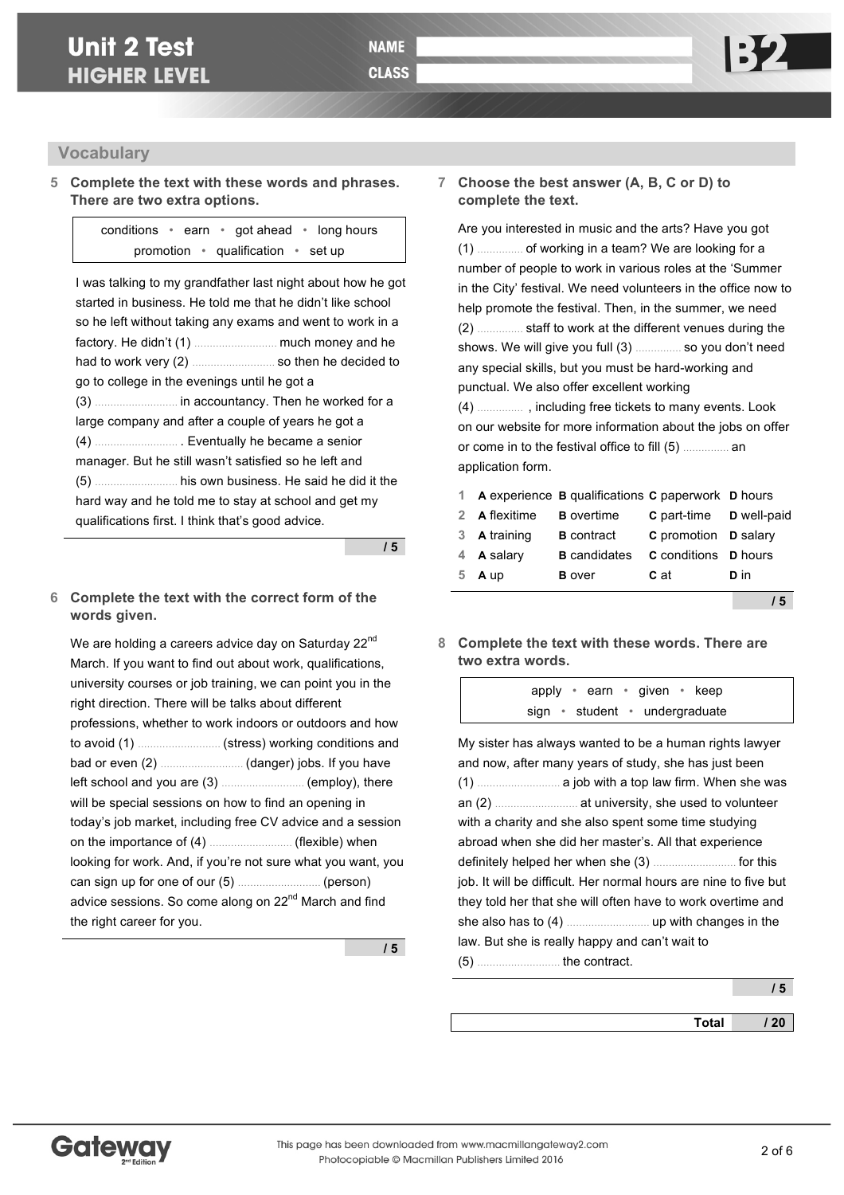# Unit 2 Test
## HIGHER LEVEL

NAME

CLASS

B2

## Vocabulary

**5 Complete the text with these words and phrases. There are two extra options.**

conditions • earn • got ahead • long hours
promotion • qualification • set up

I was talking to my grandfather last night about how he got started in business. He told me that he didn't like school so he left without taking any exams and went to work in a factory. He didn't (1) .......................... much money and he had to work very (2) .......................... so then he decided to go to college in the evenings until he got a (3) .......................... in accountancy. Then he worked for a large company and after a couple of years he got a (4) .......................... . Eventually he became a senior manager. But he still wasn't satisfied so he left and (5) .......................... his own business. He said he did it the hard way and he told me to stay at school and get my qualifications first. I think that's good advice.

**/ 5**

**6 Complete the text with the correct form of the words given.**

We are holding a careers advice day on Saturday 22nd March. If you want to find out about work, qualifications, university courses or job training, we can point you in the right direction. There will be talks about different professions, whether to work indoors or outdoors and how to avoid (1) .......................... (stress) working conditions and bad or even (2) .......................... (danger) jobs. If you have left school and you are (3) .......................... (employ), there will be special sessions on how to find an opening in today's job market, including free CV advice and a session on the importance of (4) .......................... (flexible) when looking for work. And, if you're not sure what you want, you can sign up for one of our (5) .......................... (person) advice sessions. So come along on 22nd March and find the right career for you.

**/ 5**

**7 Choose the best answer (A, B, C or D) to complete the text.**

Are you interested in music and the arts? Have you got (1) .............. of working in a team? We are looking for a number of people to work in various roles at the 'Summer in the City' festival. We need volunteers in the office now to help promote the festival. Then, in the summer, we need (2) .............. staff to work at the different venues during the shows. We will give you full (3) .............. so you don't need any special skills, but you must be hard-working and punctual. We also offer excellent working (4) .............. , including free tickets to many events. Look on our website for more information about the jobs on offer or come in to the festival office to fill (5) .............. an application form.

| | A | B | C | D |
|---|---|---|---|---|
| 1 | **A** experience | **B** qualifications | **C** paperwork | **D** hours |
| 2 | **A** flexitime | **B** overtime | **C** part-time | **D** well-paid |
| 3 | **A** training | **B** contract | **C** promotion | **D** salary |
| 4 | **A** salary | **B** candidates | **C** conditions | **D** hours |
| 5 | **A** up | **B** over | **C** at | **D** in |

**/ 5**

**8 Complete the text with these words. There are two extra words.**

apply • earn • given • keep
sign • student • undergraduate

My sister has always wanted to be a human rights lawyer and now, after many years of study, she has just been (1) .......................... a job with a top law firm. When she was an (2) .......................... at university, she used to volunteer with a charity and she also spent some time studying abroad when she did her master's. All that experience definitely helped her when she (3) .......................... for this job. It will be difficult. Her normal hours are nine to five but they told her that she will often have to work overtime and she also has to (4) .......................... up with changes in the law. But she is really happy and can't wait to (5) .......................... the contract.

**/ 5**

| Total | / 20 |
|---|---|

This page has been downloaded from www.macmillangateway2.com
Photocopiable © Macmillan Publishers Limited 2016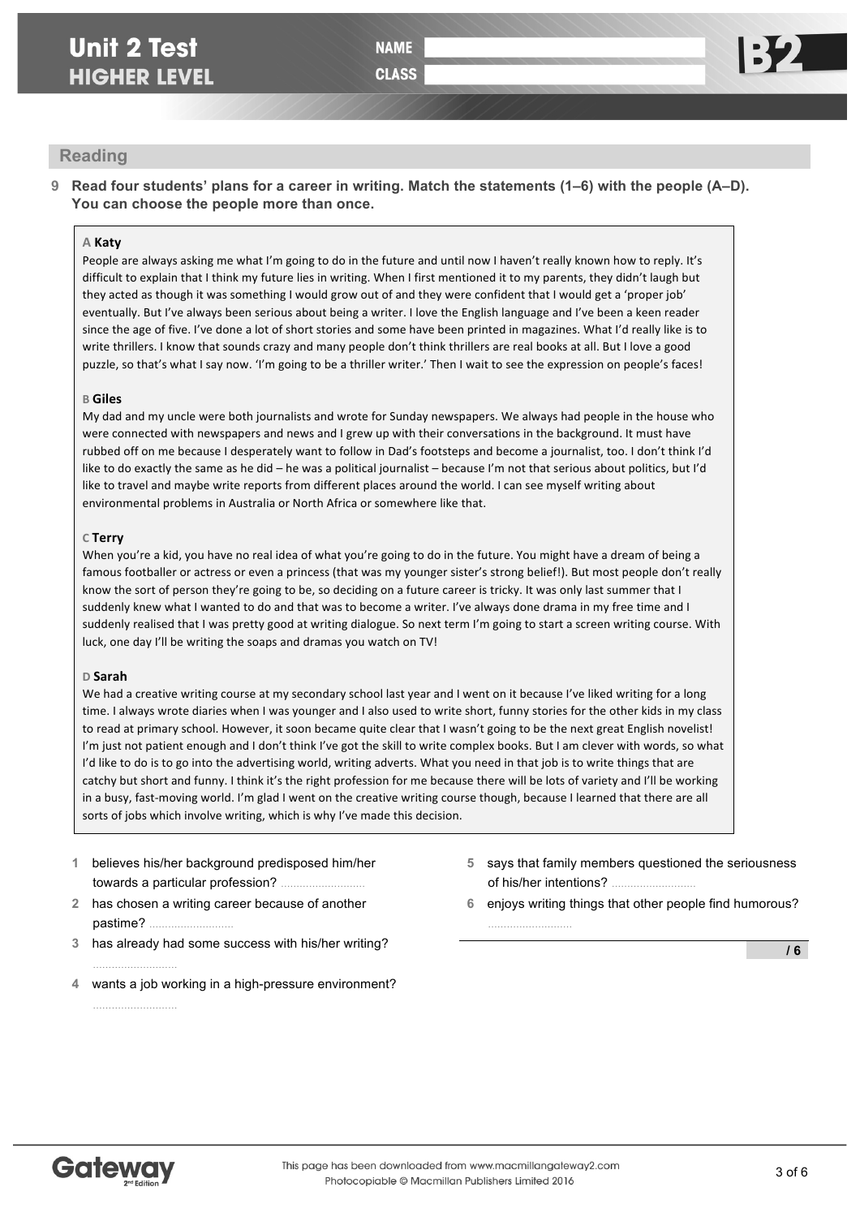# Unit 2 Test
## HIGHER LEVEL

**NAME** ______________________

**CLASS** ______________________

**B2**

## Reading

**9 Read four students' plans for a career in writing. Match the statements (1–6) with the people (A–D). You can choose the people more than once.**

**A Katy**

People are always asking me what I'm going to do in the future and until now I haven't really known how to reply. It's difficult to explain that I think my future lies in writing. When I first mentioned it to my parents, they didn't laugh but they acted as though it was something I would grow out of and they were confident that I would get a 'proper job' eventually. But I've always been serious about being a writer. I love the English language and I've been a keen reader since the age of five. I've done a lot of short stories and some have been printed in magazines. What I'd really like is to write thrillers. I know that sounds crazy and many people don't think thrillers are real books at all. But I love a good puzzle, so that's what I say now. 'I'm going to be a thriller writer.' Then I wait to see the expression on people's faces!

**B Giles**

My dad and my uncle were both journalists and wrote for Sunday newspapers. We always had people in the house who were connected with newspapers and news and I grew up with their conversations in the background. It must have rubbed off on me because I desperately want to follow in Dad's footsteps and become a journalist, too. I don't think I'd like to do exactly the same as he did – he was a political journalist – because I'm not that serious about politics, but I'd like to travel and maybe write reports from different places around the world. I can see myself writing about environmental problems in Australia or North Africa or somewhere like that.

**C Terry**

When you're a kid, you have no real idea of what you're going to do in the future. You might have a dream of being a famous footballer or actress or even a princess (that was my younger sister's strong belief!). But most people don't really know the sort of person they're going to be, so deciding on a future career is tricky. It was only last summer that I suddenly knew what I wanted to do and that was to become a writer. I've always done drama in my free time and I suddenly realised that I was pretty good at writing dialogue. So next term I'm going to start a screen writing course. With luck, one day I'll be writing the soaps and dramas you watch on TV!

**D Sarah**

We had a creative writing course at my secondary school last year and I went on it because I've liked writing for a long time. I always wrote diaries when I was younger and I also used to write short, funny stories for the other kids in my class to read at primary school. However, it soon became quite clear that I wasn't going to be the next great English novelist! I'm just not patient enough and I don't think I've got the skill to write complex books. But I am clever with words, so what I'd like to do is to go into the advertising world, writing adverts. What you need in that job is to write things that are catchy but short and funny. I think it's the right profession for me because there will be lots of variety and I'll be working in a busy, fast-moving world. I'm glad I went on the creative writing course though, because I learned that there are all sorts of jobs which involve writing, which is why I've made this decision.

1 believes his/her background predisposed him/her towards a particular profession? ..........................

2 has chosen a writing career because of another pastime? ..........................

3 has already had some success with his/her writing? ..........................

4 wants a job working in a high-pressure environment? ..........................

5 says that family members questioned the seriousness of his/her intentions? ..........................

6 enjoys writing things that other people find humorous? ..........................

**/ 6**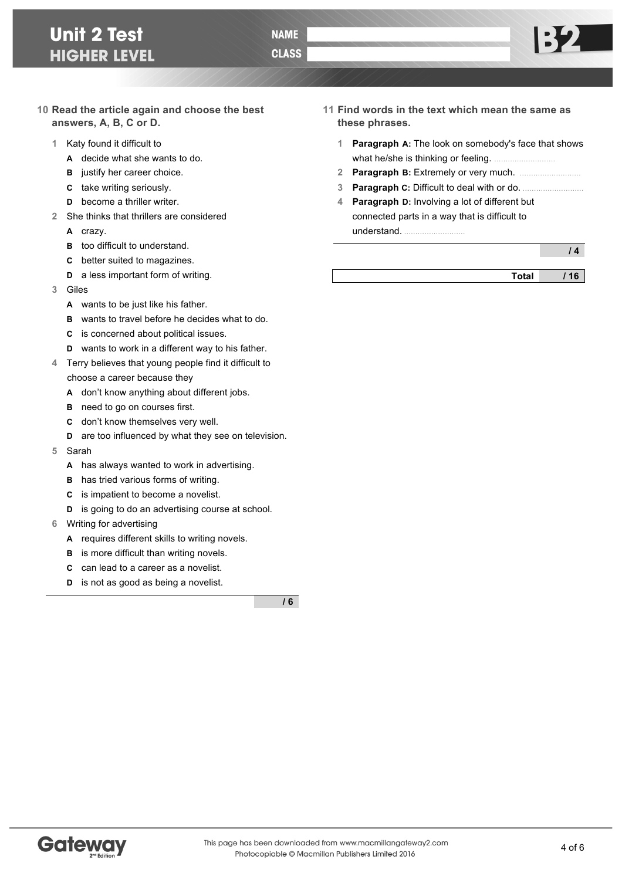**10 Read the article again and choose the best answers, A, B, C or D.**

1. Katy found it difficult to
   - **A** decide what she wants to do.
   - **B** justify her career choice.
   - **C** take writing seriously.
   - **D** become a thriller writer.
2. She thinks that thrillers are considered
   - **A** crazy.
   - **B** too difficult to understand.
   - **C** better suited to magazines.
   - **D** a less important form of writing.
3. Giles
   - **A** wants to be just like his father.
   - **B** wants to travel before he decides what to do.
   - **C** is concerned about political issues.
   - **D** wants to work in a different way to his father.
4. Terry believes that young people find it difficult to choose a career because they
   - **A** don't know anything about different jobs.
   - **B** need to go on courses first.
   - **C** don't know themselves very well.
   - **D** are too influenced by what they see on television.
5. Sarah
   - **A** has always wanted to work in advertising.
   - **B** has tried various forms of writing.
   - **C** is impatient to become a novelist.
   - **D** is going to do an advertising course at school.
6. Writing for advertising
   - **A** requires different skills to writing novels.
   - **B** is more difficult than writing novels.
   - **C** can lead to a career as a novelist.
   - **D** is not as good as being a novelist.

/ 6

**11 Find words in the text which mean the same as these phrases.**

1. **Paragraph A:** The look on somebody's face that shows what he/she is thinking or feeling. ..........................
2. **Paragraph B:** Extremely or very much. ..........................
3. **Paragraph C:** Difficult to deal with or do. ..........................
4. **Paragraph D:** Involving a lot of different but connected parts in a way that is difficult to understand. ..........................

/ 4

**Total** / 16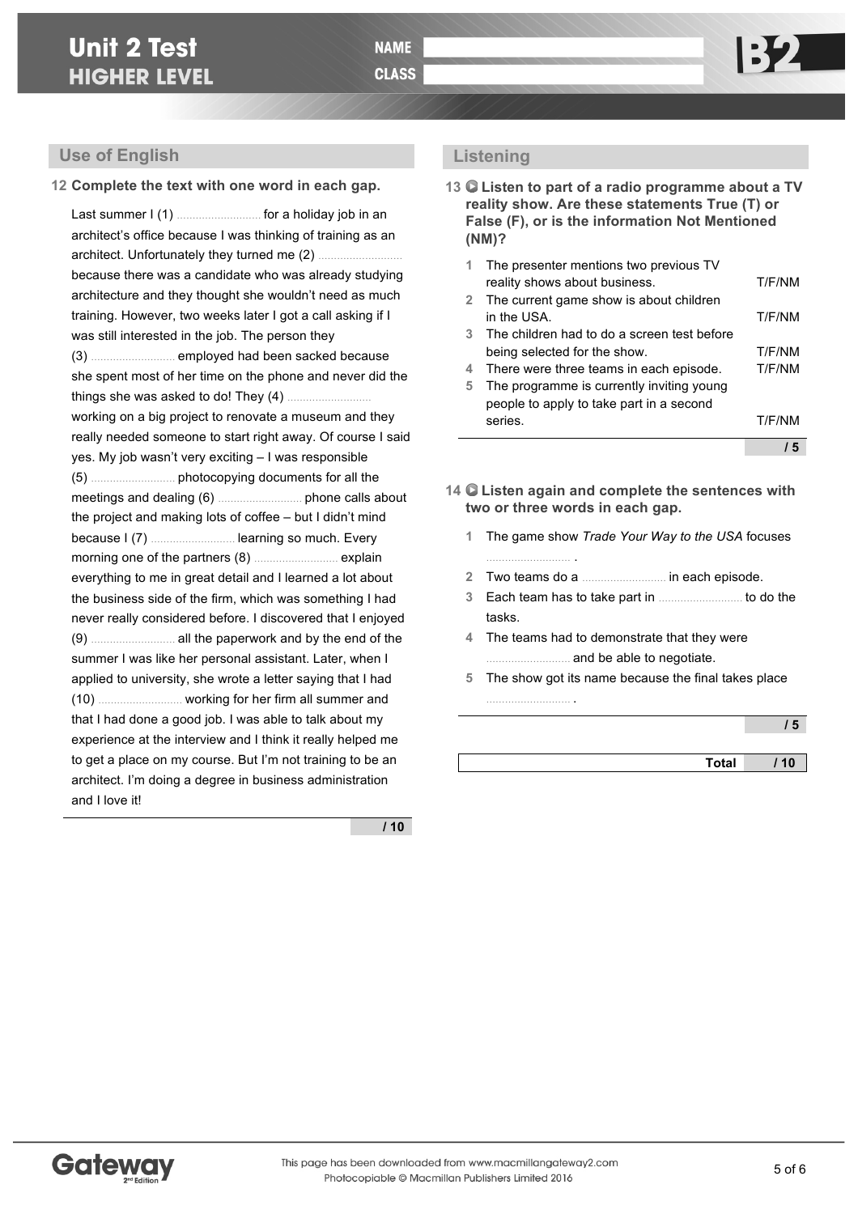# Unit 2 Test
## HIGHER LEVEL

NAME ..........................

CLASS ..........................

B2

## Use of English

**12 Complete the text with one word in each gap.**

Last summer I (1) .......................... for a holiday job in an architect's office because I was thinking of training as an architect. Unfortunately they turned me (2) .......................... because there was a candidate who was already studying architecture and they thought she wouldn't need as much training. However, two weeks later I got a call asking if I was still interested in the job. The person they (3) .......................... employed had been sacked because she spent most of her time on the phone and never did the things she was asked to do! They (4) .......................... working on a big project to renovate a museum and they really needed someone to start right away. Of course I said yes. My job wasn't very exciting – I was responsible (5) .......................... photocopying documents for all the meetings and dealing (6) .......................... phone calls about the project and making lots of coffee – but I didn't mind because I (7) .......................... learning so much. Every morning one of the partners (8) .......................... explain everything to me in great detail and I learned a lot about the business side of the firm, which was something I had never really considered before. I discovered that I enjoyed (9) .......................... all the paperwork and by the end of the summer I was like her personal assistant. Later, when I applied to university, she wrote a letter saying that I had (10) .......................... working for her firm all summer and that I had done a good job. I was able to talk about my experience at the interview and I think it really helped me to get a place on my course. But I'm not training to be an architect. I'm doing a degree in business administration and I love it!

/ 10

## Listening

**13 Listen to part of a radio programme about a TV reality show. Are these statements True (T) or False (F), or is the information Not Mentioned (NM)?**

1. The presenter mentions two previous TV reality shows about business. T/F/NM
2. The current game show is about children in the USA. T/F/NM
3. The children had to do a screen test before being selected for the show. T/F/NM
4. There were three teams in each episode. T/F/NM
5. The programme is currently inviting young people to apply to take part in a second series. T/F/NM

/ 5

**14 Listen again and complete the sentences with two or three words in each gap.**

1. The game show *Trade Your Way to the USA* focuses .......................... .
2. Two teams do a .......................... in each episode.
3. Each team has to take part in .......................... to do the tasks.
4. The teams had to demonstrate that they were .......................... and be able to negotiate.
5. The show got its name because the final takes place .......................... .

/ 5

**Total** / 10

This page has been downloaded from www.macmillangateway2.com
Photocopiable © Macmillan Publishers Limited 2016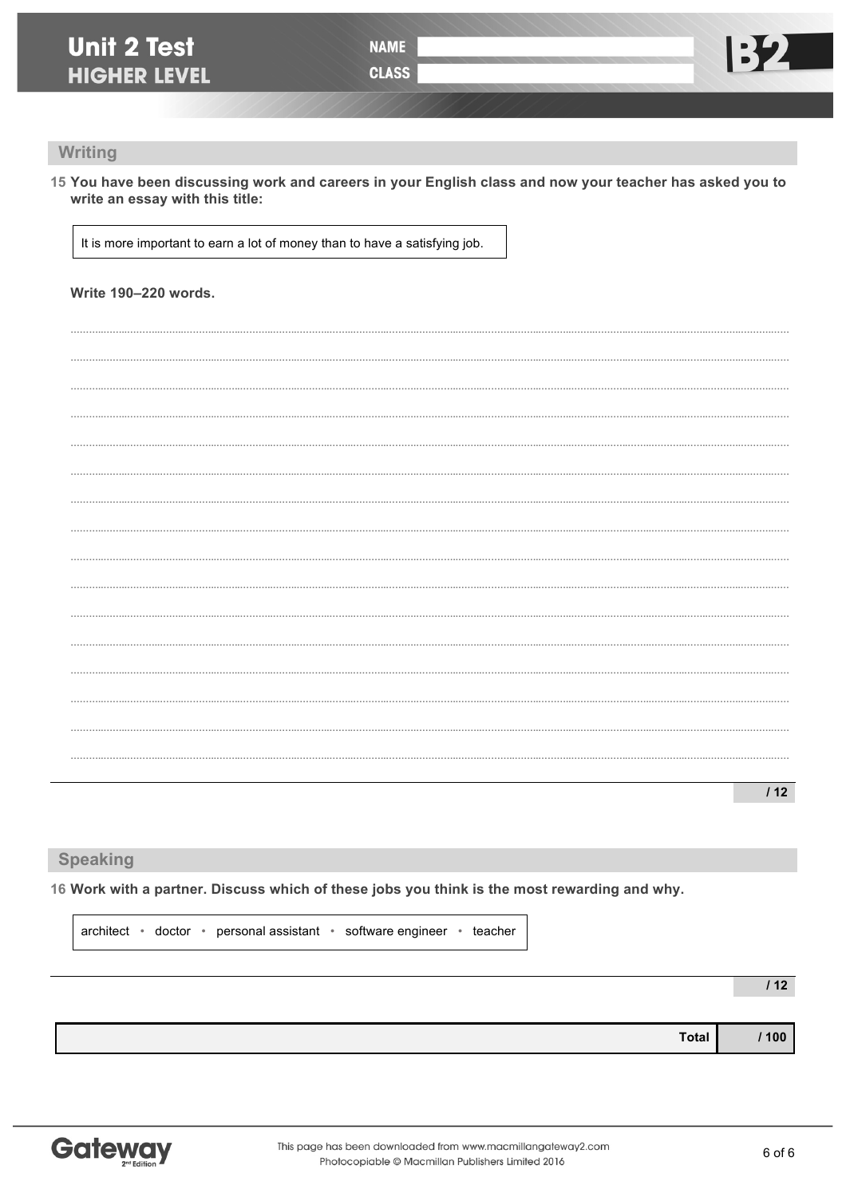# Unit 2 Test
## HIGHER LEVEL

NAME

CLASS

B2

## Writing

**15 You have been discussing work and careers in your English class and now your teacher has asked you to write an essay with this title:**

It is more important to earn a lot of money than to have a satisfying job.

**Write 190–220 words.**

**/ 12**

## Speaking

**16 Work with a partner. Discuss which of these jobs you think is the most rewarding and why.**

architect • doctor • personal assistant • software engineer • teacher

**/ 12**

| | |
|---|---|
| **Total** | **/ 100** |

This page has been downloaded from www.macmillangateway2.com
Photocopiable © Macmillan Publishers Limited 2016